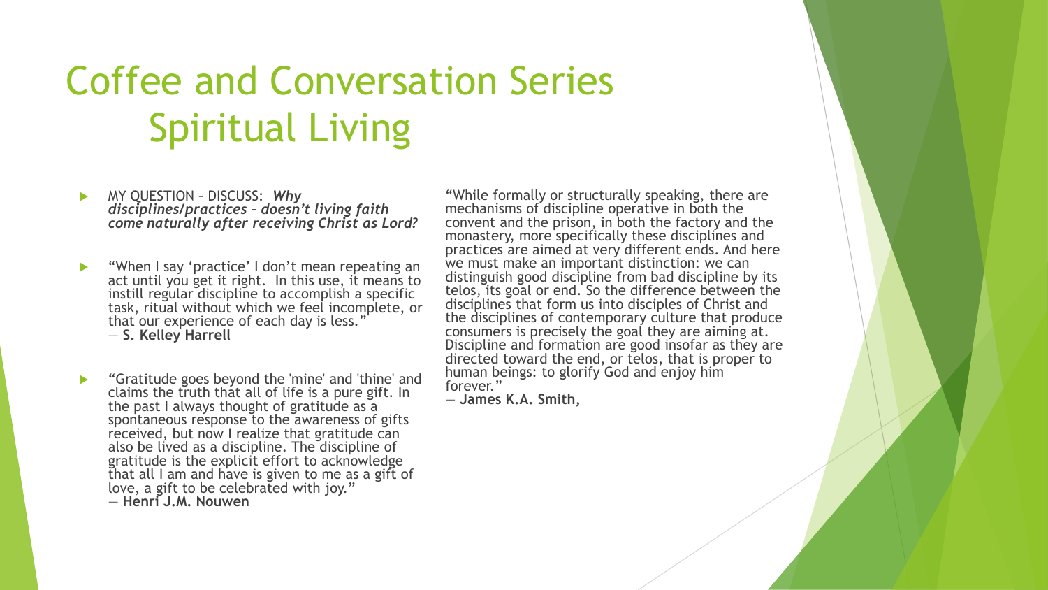# Coffee and Conversation Series
# Spiritual Living

- MY QUESTION – DISCUSS: ***Why disciplines/practices – doesn't living faith come naturally after receiving Christ as Lord?***

- "When I say 'practice' I don't mean repeating an act until you get it right. In this use, it means to instill regular discipline to accomplish a specific task, ritual without which we feel incomplete, or that our experience of each day is less."
  ― **S. Kelley Harrell**

- "Gratitude goes beyond the 'mine' and 'thine' and claims the truth that all of life is a pure gift. In the past I always thought of gratitude as a spontaneous response to the awareness of gifts received, but now I realize that gratitude can also be lived as a discipline. The discipline of gratitude is the explicit effort to acknowledge that all I am and have is given to me as a gift of love, a gift to be celebrated with joy."
  ― **Henri J.M. Nouwen**

"While formally or structurally speaking, there are mechanisms of discipline operative in both the convent and the prison, in both the factory and the monastery, more specifically these disciplines and practices are aimed at very different ends. And here we must make an important distinction: we can distinguish good discipline from bad discipline by its telos, its goal or end. So the difference between the disciplines that form us into disciples of Christ and the disciplines of contemporary culture that produce consumers is precisely the goal they are aiming at. Discipline and formation are good insofar as they are directed toward the end, or telos, that is proper to human beings: to glorify God and enjoy him forever."
― **James K.A. Smith,**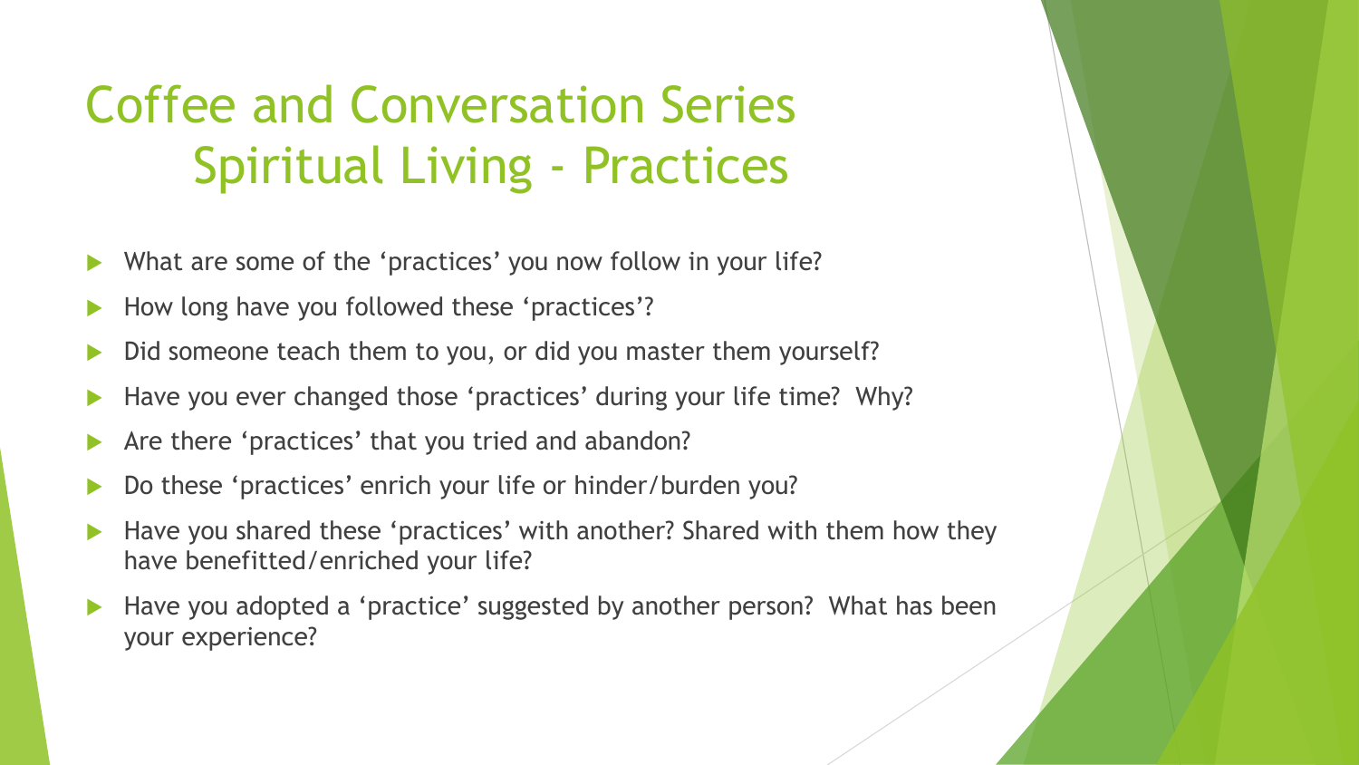# Coffee and Conversation Series
## Spiritual Living - Practices

- What are some of the 'practices' you now follow in your life?
- How long have you followed these 'practices'?
- Did someone teach them to you, or did you master them yourself?
- Have you ever changed those 'practices' during your life time? Why?
- Are there 'practices' that you tried and abandon?
- Do these 'practices' enrich your life or hinder/burden you?
- Have you shared these 'practices' with another? Shared with them how they have benefitted/enriched your life?
- Have you adopted a 'practice' suggested by another person? What has been your experience?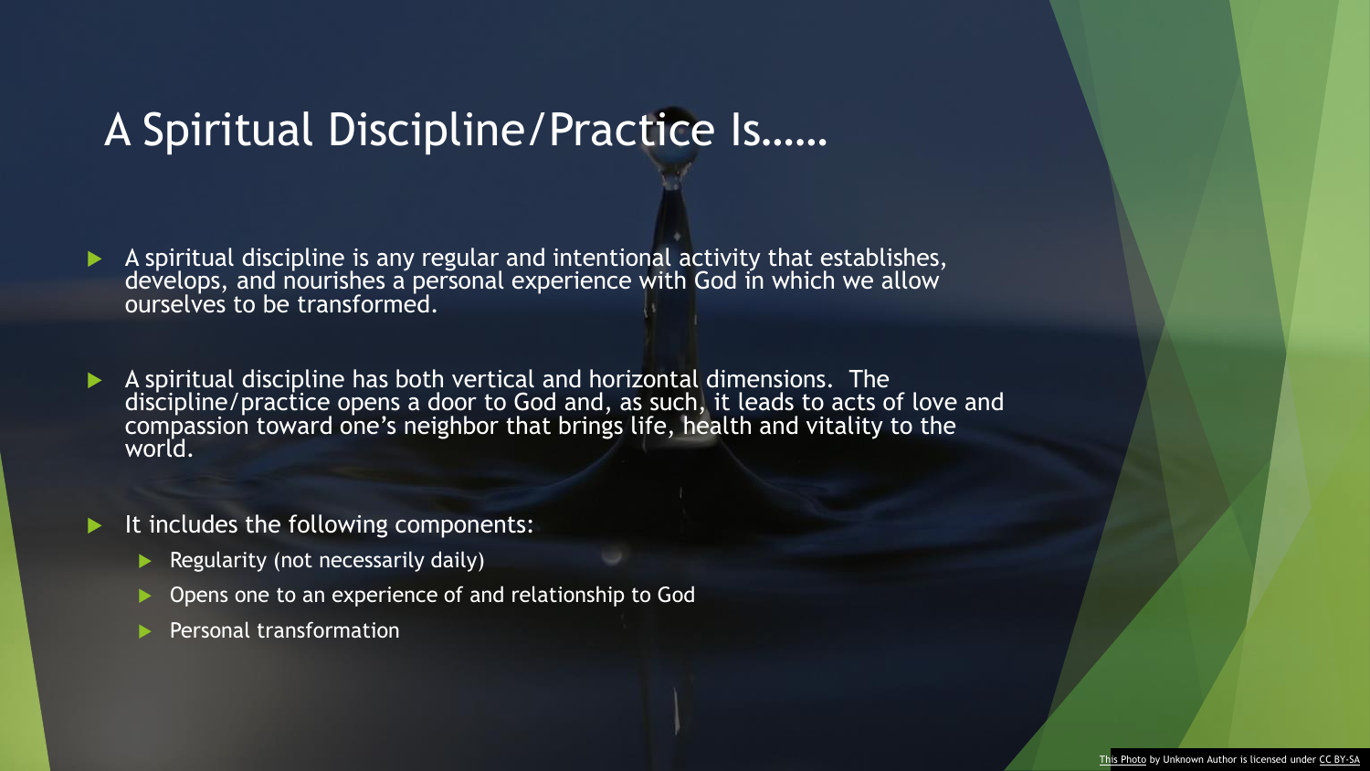# A Spiritual Discipline/Practice Is……

- A spiritual discipline is any regular and intentional activity that establishes, develops, and nourishes a personal experience with God in which we allow ourselves to be transformed.

- A spiritual discipline has both vertical and horizontal dimensions. The discipline/practice opens a door to God and, as such, it leads to acts of love and compassion toward one's neighbor that brings life, health and vitality to the world.

- It includes the following components:
  - Regularity (not necessarily daily)
  - Opens one to an experience of and relationship to God
  - Personal transformation

This Photo by Unknown Author is licensed under CC BY-SA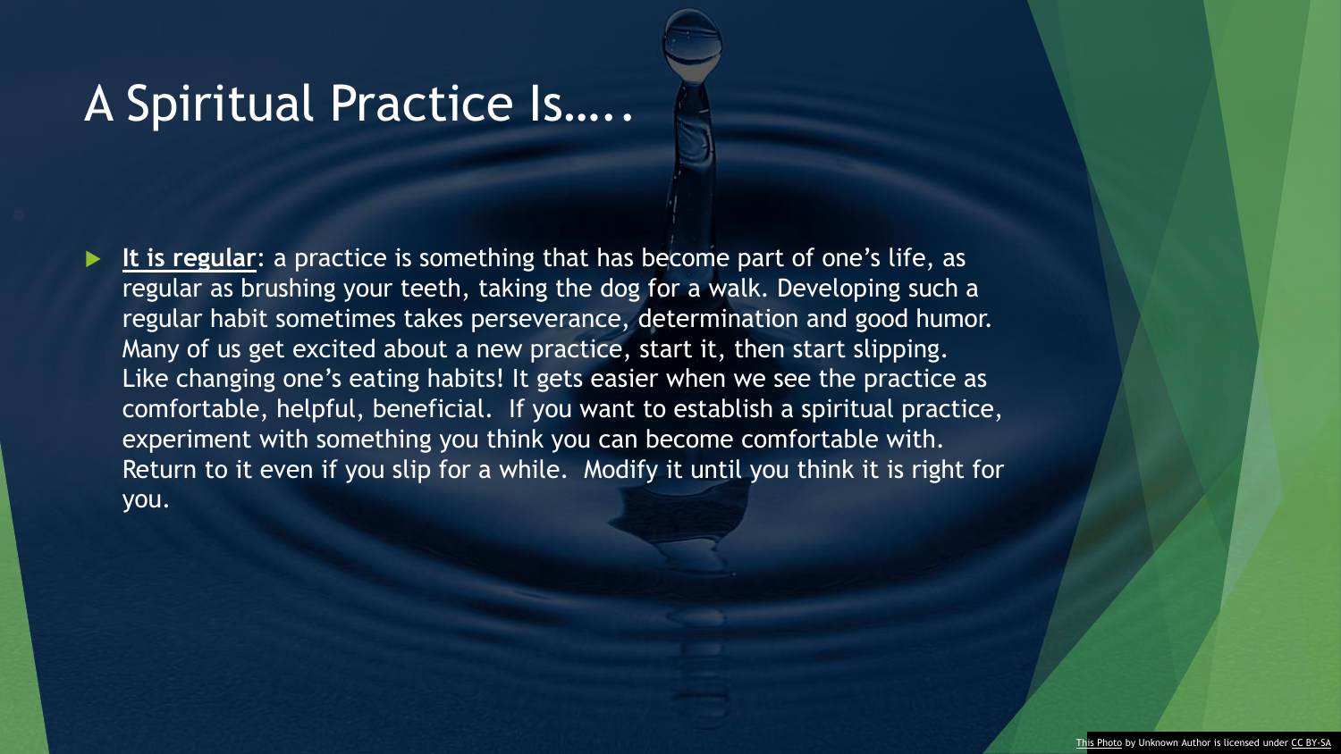# A Spiritual Practice Is…..

- **It is regular**: a practice is something that has become part of one's life, as regular as brushing your teeth, taking the dog for a walk. Developing such a regular habit sometimes takes perseverance, determination and good humor. Many of us get excited about a new practice, start it, then start slipping. Like changing one's eating habits! It gets easier when we see the practice as comfortable, helpful, beneficial. If you want to establish a spiritual practice, experiment with something you think you can become comfortable with. Return to it even if you slip for a while. Modify it until you think it is right for you.

This Photo by Unknown Author is licensed under CC BY-SA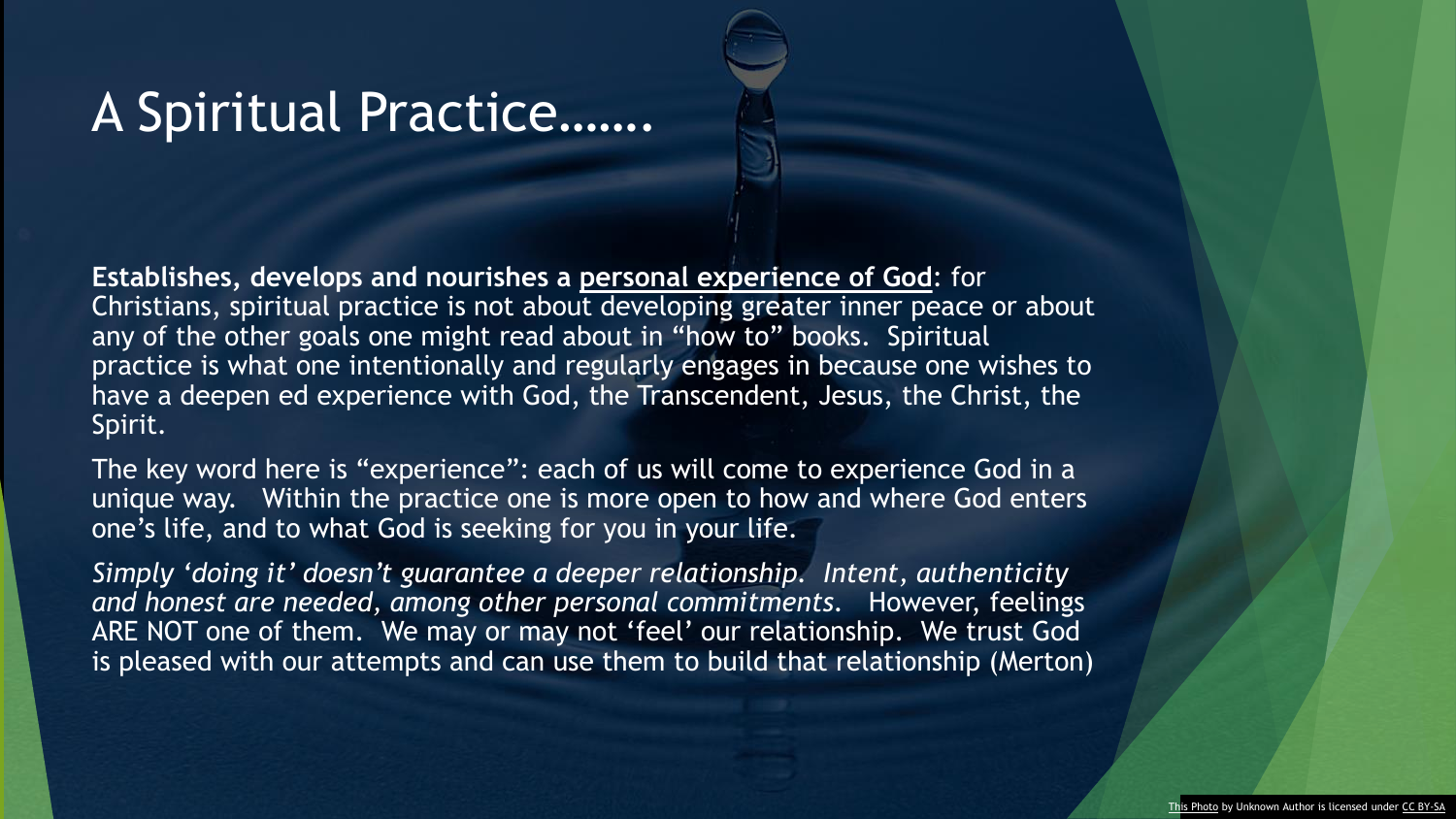# A Spiritual Practice…….

**Establishes, develops and nourishes a <u>personal experience of God</u>**: for Christians, spiritual practice is not about developing greater inner peace or about any of the other goals one might read about in "how to" books. Spiritual practice is what one intentionally and regularly engages in because one wishes to have a deepen ed experience with God, the Transcendent, Jesus, the Christ, the Spirit.

The key word here is "experience": each of us will come to experience God in a unique way. Within the practice one is more open to how and where God enters one's life, and to what God is seeking for you in your life.

*Simply 'doing it' doesn't guarantee a deeper relationship. Intent, authenticity and honest are needed, among other personal commitments.* However, feelings ARE NOT one of them. We may or may not 'feel' our relationship. We trust God is pleased with our attempts and can use them to build that relationship (Merton)

This Photo by Unknown Author is licensed under CC BY-SA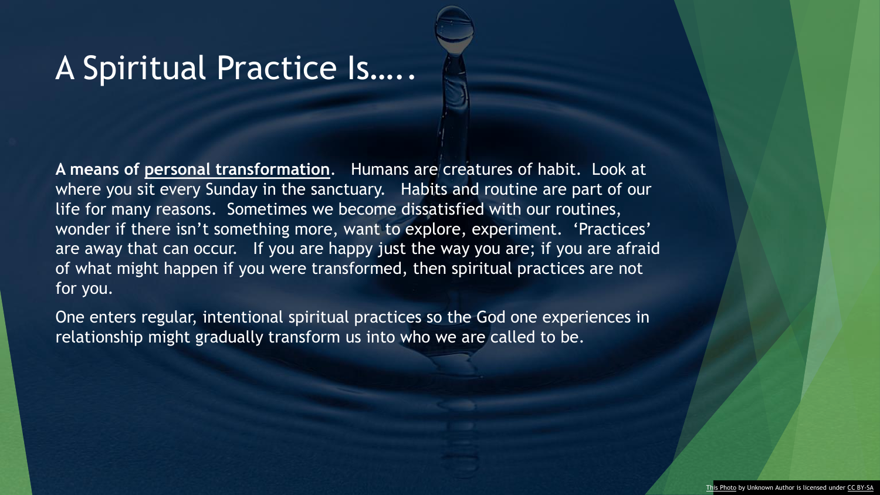# A Spiritual Practice Is…..

**A means of <u>personal transformation</u>**. Humans are creatures of habit. Look at where you sit every Sunday in the sanctuary. Habits and routine are part of our life for many reasons. Sometimes we become dissatisfied with our routines, wonder if there isn't something more, want to explore, experiment. 'Practices' are away that can occur. If you are happy just the way you are; if you are afraid of what might happen if you were transformed, then spiritual practices are not for you.

One enters regular, intentional spiritual practices so the God one experiences in relationship might gradually transform us into who we are called to be.

This Photo by Unknown Author is licensed under CC BY-SA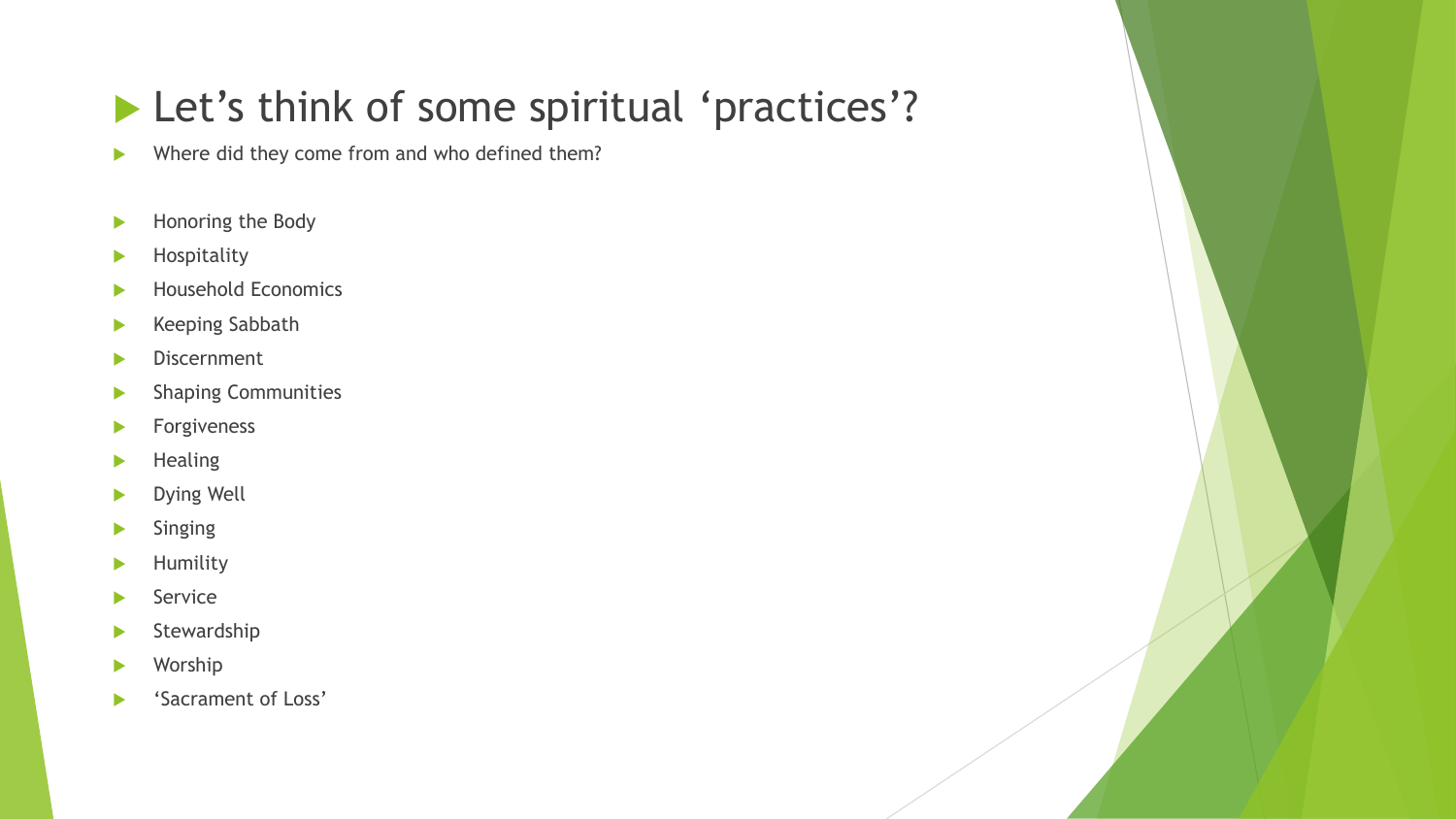# Let's think of some spiritual 'practices'?

- Where did they come from and who defined them?

- Honoring the Body
- Hospitality
- Household Economics
- Keeping Sabbath
- Discernment
- Shaping Communities
- Forgiveness
- Healing
- Dying Well
- Singing
- Humility
- Service
- Stewardship
- Worship
- 'Sacrament of Loss'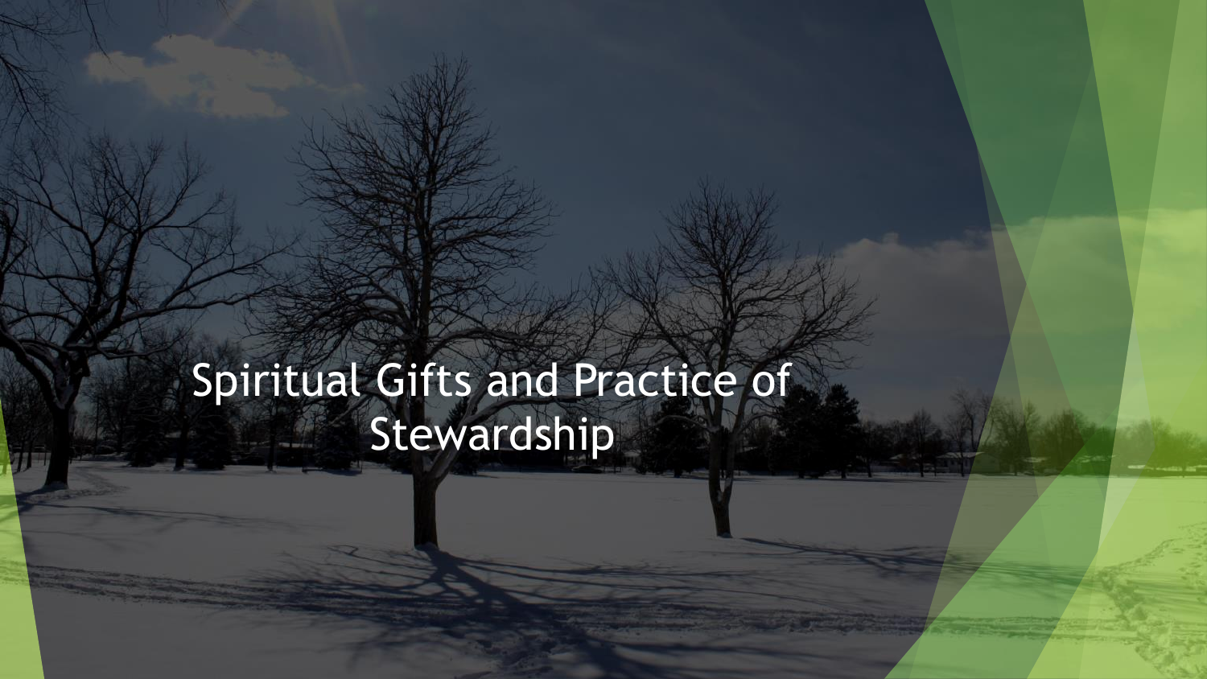# Spiritual Gifts and Practice of Stewardship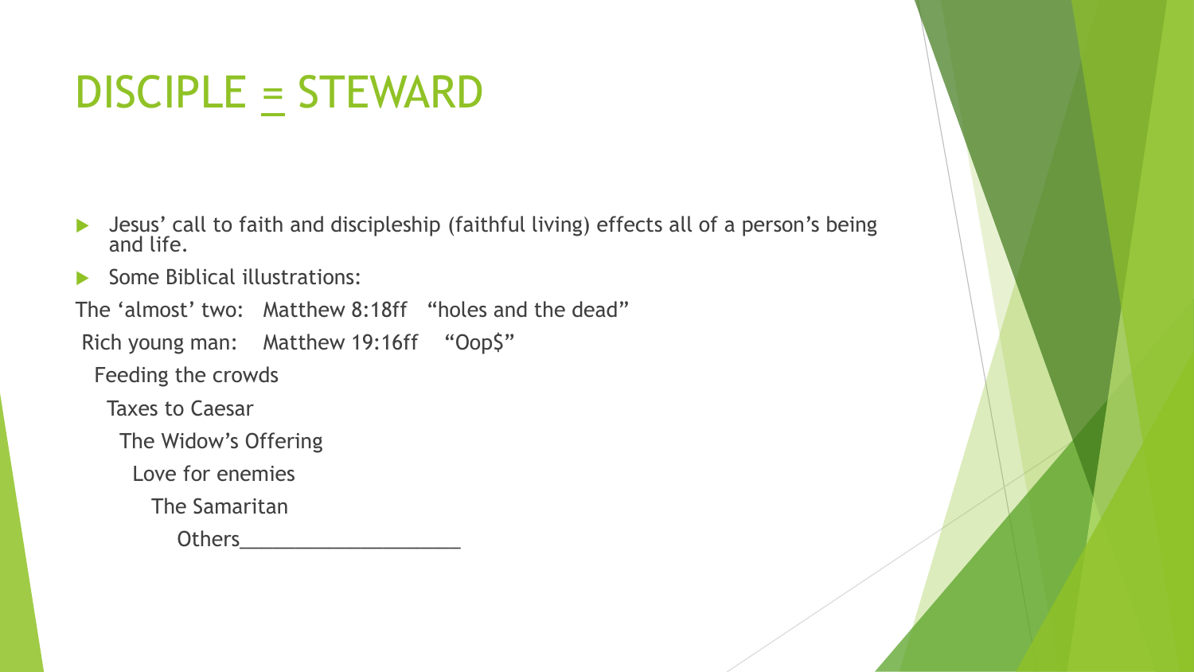# DISCIPLE = STEWARD

- Jesus' call to faith and discipleship (faithful living) effects all of a person's being and life.
- Some Biblical illustrations:

The 'almost' two: Matthew 8:18ff "holes and the dead"

Rich young man: Matthew 19:16ff "Oop$"

Feeding the crowds

Taxes to Caesar

The Widow's Offering

Love for enemies

The Samaritan

Others____________________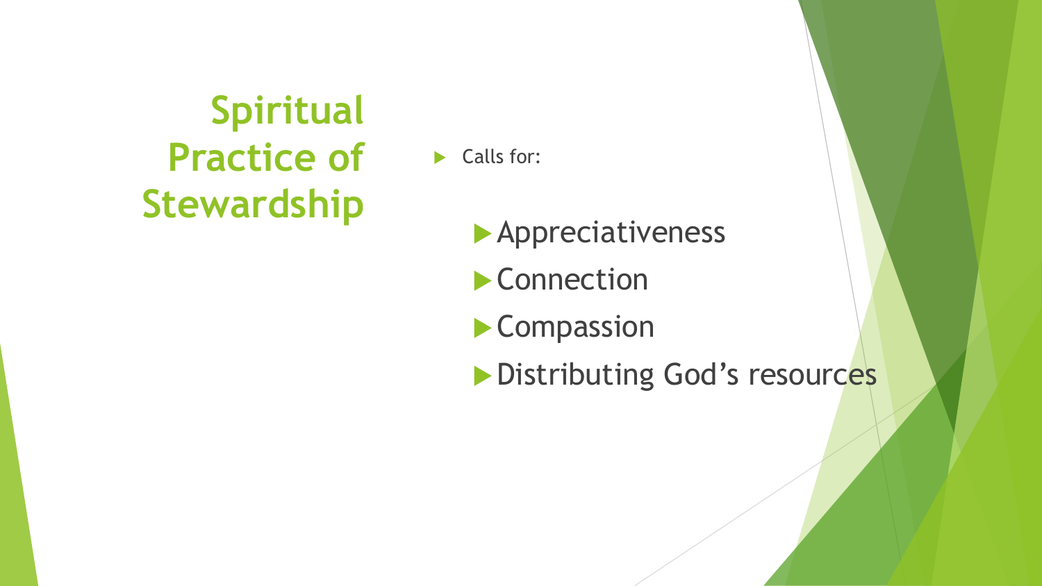# Spiritual Practice of Stewardship

- Calls for:
  - Appreciativeness
  - Connection
  - Compassion
  - Distributing God's resources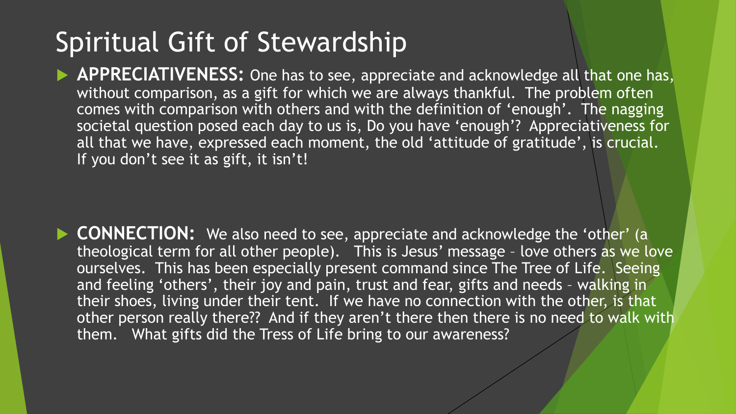# Spiritual Gift of Stewardship

- **APPRECIATIVENESS:** One has to see, appreciate and acknowledge all that one has, without comparison, as a gift for which we are always thankful. The problem often comes with comparison with others and with the definition of 'enough'. The nagging societal question posed each day to us is, Do you have 'enough'? Appreciativeness for all that we have, expressed each moment, the old 'attitude of gratitude', is crucial. If you don't see it as gift, it isn't!

- **CONNECTION:** We also need to see, appreciate and acknowledge the 'other' (a theological term for all other people). This is Jesus' message – love others as we love ourselves. This has been especially present command since The Tree of Life. Seeing and feeling 'others', their joy and pain, trust and fear, gifts and needs – walking in their shoes, living under their tent. If we have no connection with the other, is that other person really there?? And if they aren't there then there is no need to walk with them. What gifts did the Tress of Life bring to our awareness?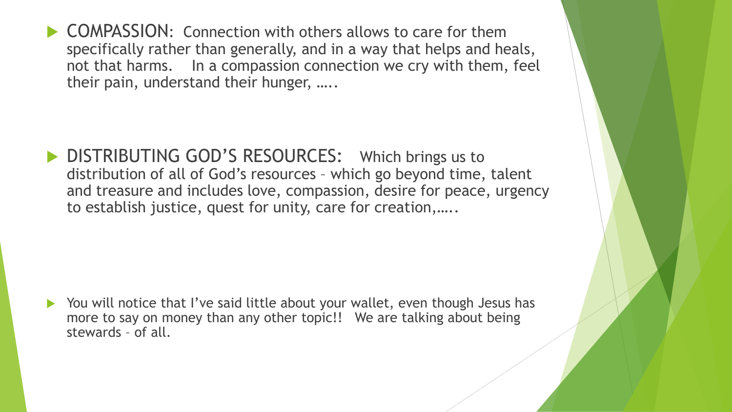- COMPASSION: Connection with others allows to care for them specifically rather than generally, and in a way that helps and heals, not that harms. In a compassion connection we cry with them, feel their pain, understand their hunger, …..

- DISTRIBUTING GOD'S RESOURCES: Which brings us to distribution of all of God's resources – which go beyond time, talent and treasure and includes love, compassion, desire for peace, urgency to establish justice, quest for unity, care for creation,…..

- You will notice that I've said little about your wallet, even though Jesus has more to say on money than any other topic!! We are talking about being stewards – of all.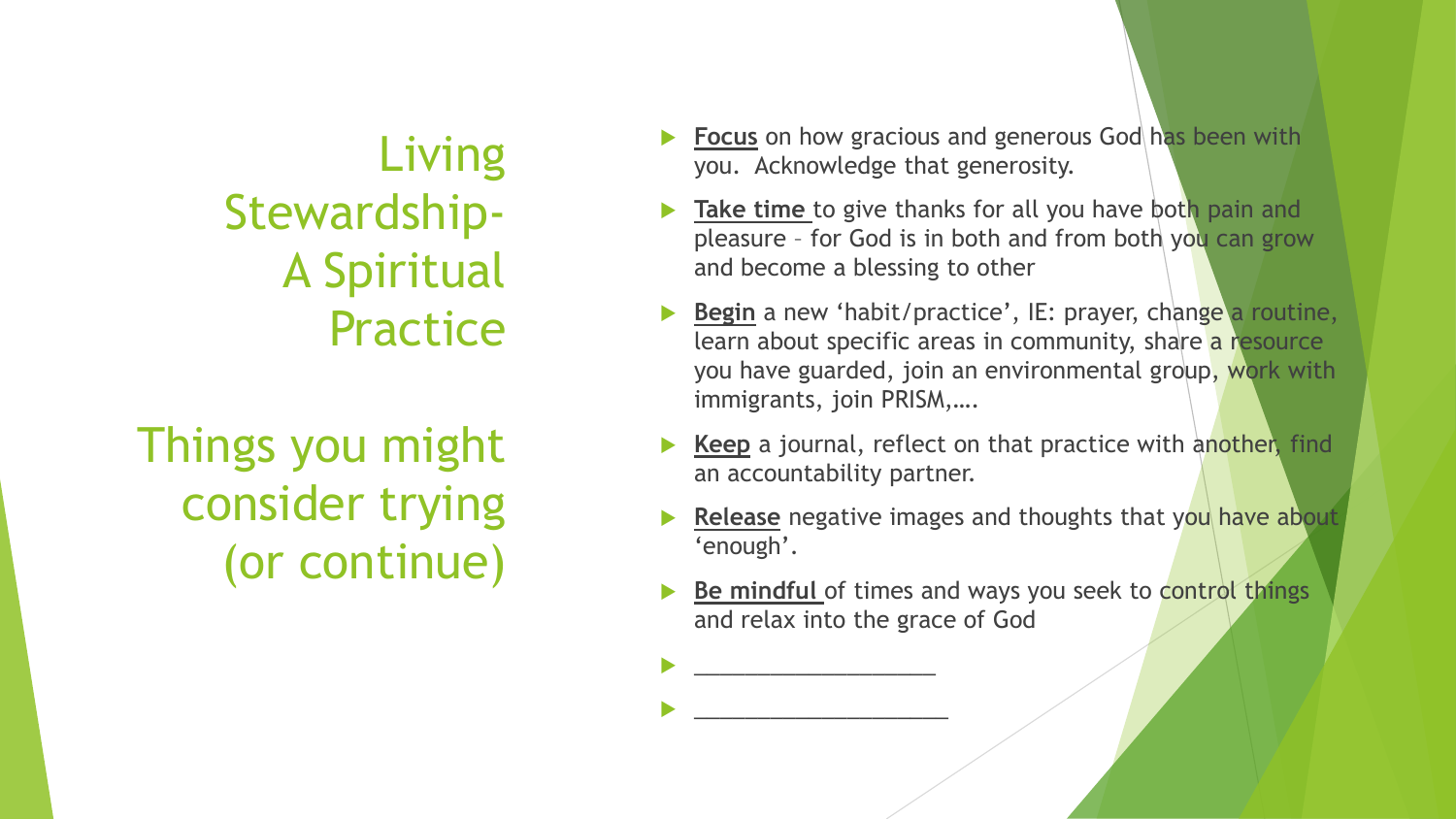# Living Stewardship- A Spiritual Practice

## Things you might consider trying (or continue)

- **Focus** on how gracious and generous God has been with you. Acknowledge that generosity.
- **Take time** to give thanks for all you have both pain and pleasure – for God is in both and from both you can grow and become a blessing to other
- **Begin** a new 'habit/practice', IE: prayer, change a routine, learn about specific areas in community, share a resource you have guarded, join an environmental group, work with immigrants, join PRISM,….
- **Keep** a journal, reflect on that practice with another, find an accountability partner.
- **Release** negative images and thoughts that you have about 'enough'.
- **Be mindful** of times and ways you seek to control things and relax into the grace of God
- ____________________
- ____________________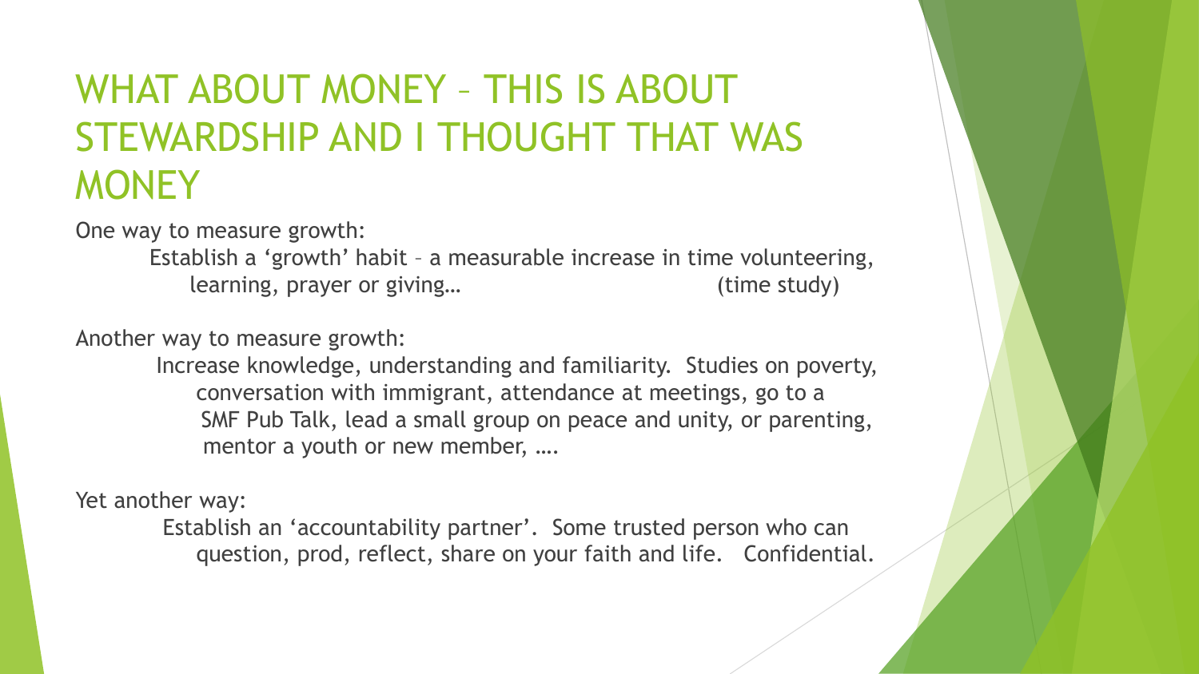# WHAT ABOUT MONEY – THIS IS ABOUT STEWARDSHIP AND I THOUGHT THAT WAS MONEY

One way to measure growth:

Establish a 'growth' habit – a measurable increase in time volunteering, learning, prayer or giving… (time study)

Another way to measure growth:

Increase knowledge, understanding and familiarity. Studies on poverty, conversation with immigrant, attendance at meetings, go to a SMF Pub Talk, lead a small group on peace and unity, or parenting, mentor a youth or new member, ….

Yet another way:

Establish an 'accountability partner'. Some trusted person who can question, prod, reflect, share on your faith and life. Confidential.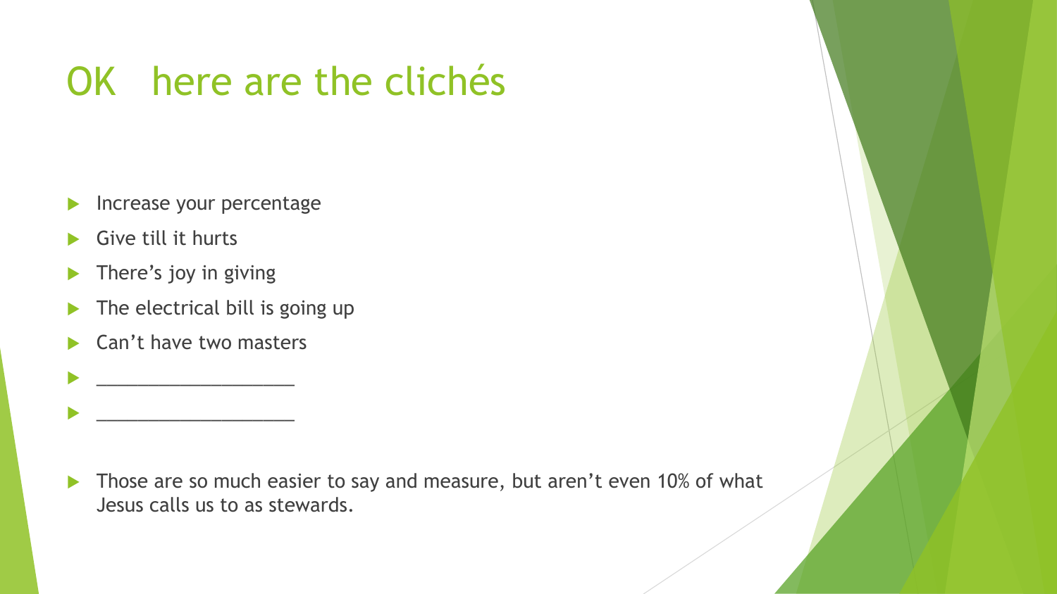# OK here are the clichés

- Increase your percentage
- Give till it hurts
- There's joy in giving
- The electrical bill is going up
- Can't have two masters
- ____________________
- ____________________

- Those are so much easier to say and measure, but aren't even 10% of what Jesus calls us to as stewards.